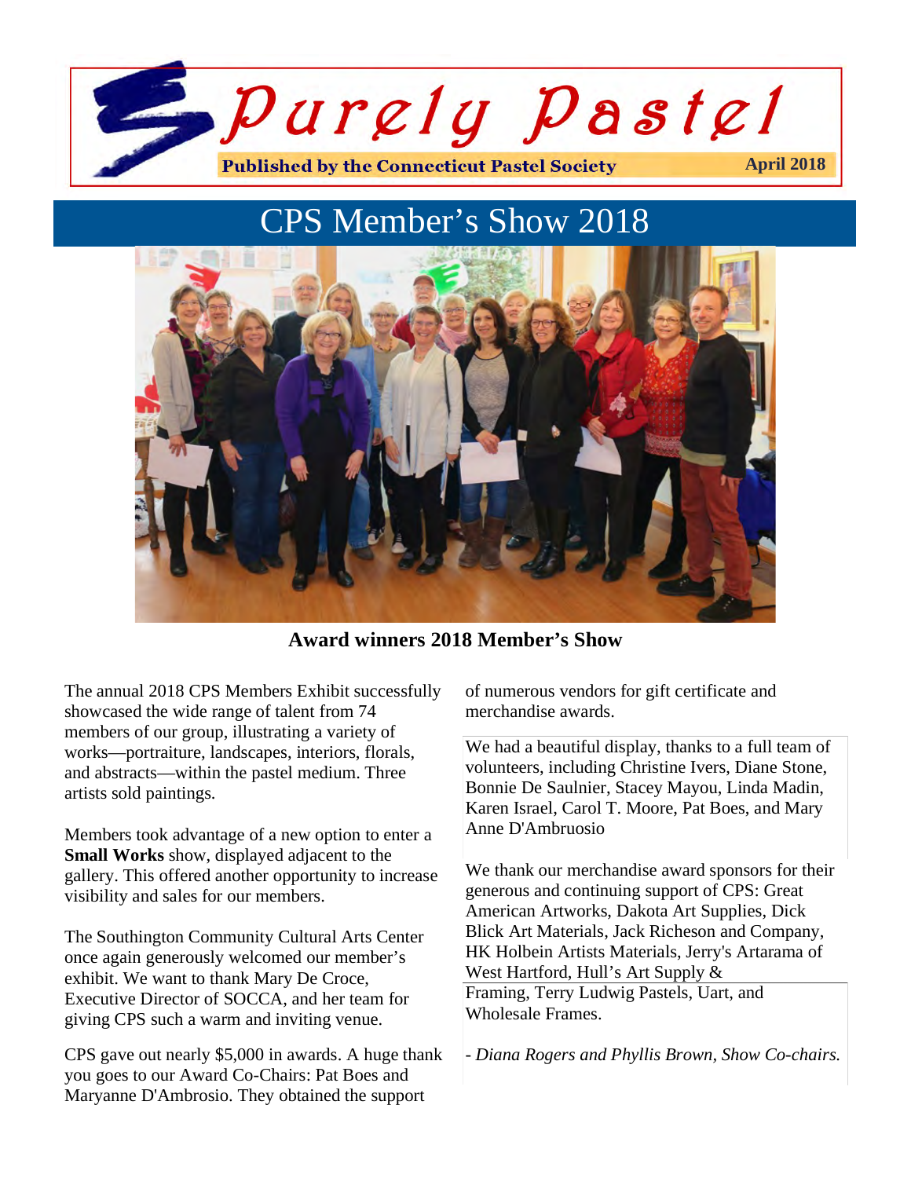# Purely Pastel

**Published by the Connecticut Pastel Society** **April 2018**

## CPS Member's Show 2018

**Award winners 2018 Member's Show**

The annual 2018 CPS Members Exhibit successfully showcased the wide range of talent from 74 members of our group, illustrating a variety of works—portraiture, landscapes, interiors, florals, and abstracts—within the pastel medium. Three artists sold paintings.

Members took advantage of a new option to enter a **Small Works** show, displayed adjacent to the gallery. This offered another opportunity to increase visibility and sales for our members.

The Southington Community Cultural Arts Center once again generously welcomed our member's exhibit. We want to thank Mary De Croce, Executive Director of SOCCA, and her team for giving CPS such a warm and inviting venue.

CPS gave out nearly $5,000 in awards. A huge thank you goes to our Award Co-Chairs: Pat Boes and Maryanne D'Ambrosio. They obtained the support of numerous vendors for gift certificate and merchandise awards.

We had a beautiful display, thanks to a full team of volunteers, including Christine Ivers, Diane Stone, Bonnie De Saulnier, Stacey Mayou, Linda Madin, Karen Israel, Carol T. Moore, Pat Boes, and Mary Anne D'Ambruosio

We thank our merchandise award sponsors for their generous and continuing support of CPS: Great American Artworks, Dakota Art Supplies, Dick Blick Art Materials, Jack Richeson and Company, HK Holbein Artists Materials, Jerry's Artarama of West Hartford, Hull's Art Supply & Framing, Terry Ludwig Pastels, Uart, and Wholesale Frames.

*- Diana Rogers and Phyllis Brown, Show Co-chairs.*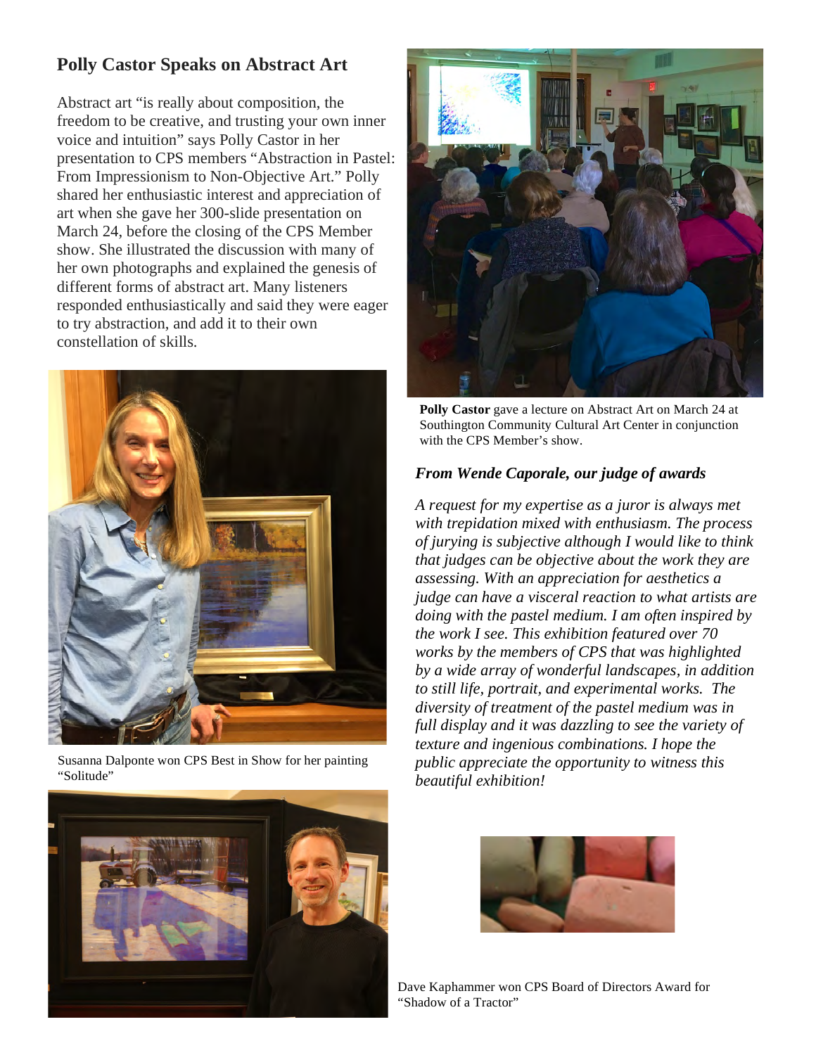## Polly Castor Speaks on Abstract Art

Abstract art "is really about composition, the freedom to be creative, and trusting your own inner voice and intuition" says Polly Castor in her presentation to CPS members "Abstraction in Pastel: From Impressionism to Non-Objective Art." Polly shared her enthusiastic interest and appreciation of art when she gave her 300-slide presentation on March 24, before the closing of the CPS Member show. She illustrated the discussion with many of her own photographs and explained the genesis of different forms of abstract art. Many listeners responded enthusiastically and said they were eager to try abstraction, and add it to their own constellation of skills.

**Polly Castor** gave a lecture on Abstract Art on March 24 at Southington Community Cultural Art Center in conjunction with the CPS Member's show.

Susanna Dalponte won CPS Best in Show for her painting "Solitude"

### *From Wende Caporale, our judge of awards*

*A request for my expertise as a juror is always met with trepidation mixed with enthusiasm. The process of jurying is subjective although I would like to think that judges can be objective about the work they are assessing. With an appreciation for aesthetics a judge can have a visceral reaction to what artists are doing with the pastel medium. I am often inspired by the work I see. This exhibition featured over 70 works by the members of CPS that was highlighted by a wide array of wonderful landscapes, in addition to still life, portrait, and experimental works. The diversity of treatment of the pastel medium was in full display and it was dazzling to see the variety of texture and ingenious combinations. I hope the public appreciate the opportunity to witness this beautiful exhibition!*

Dave Kaphammer won CPS Board of Directors Award for "Shadow of a Tractor"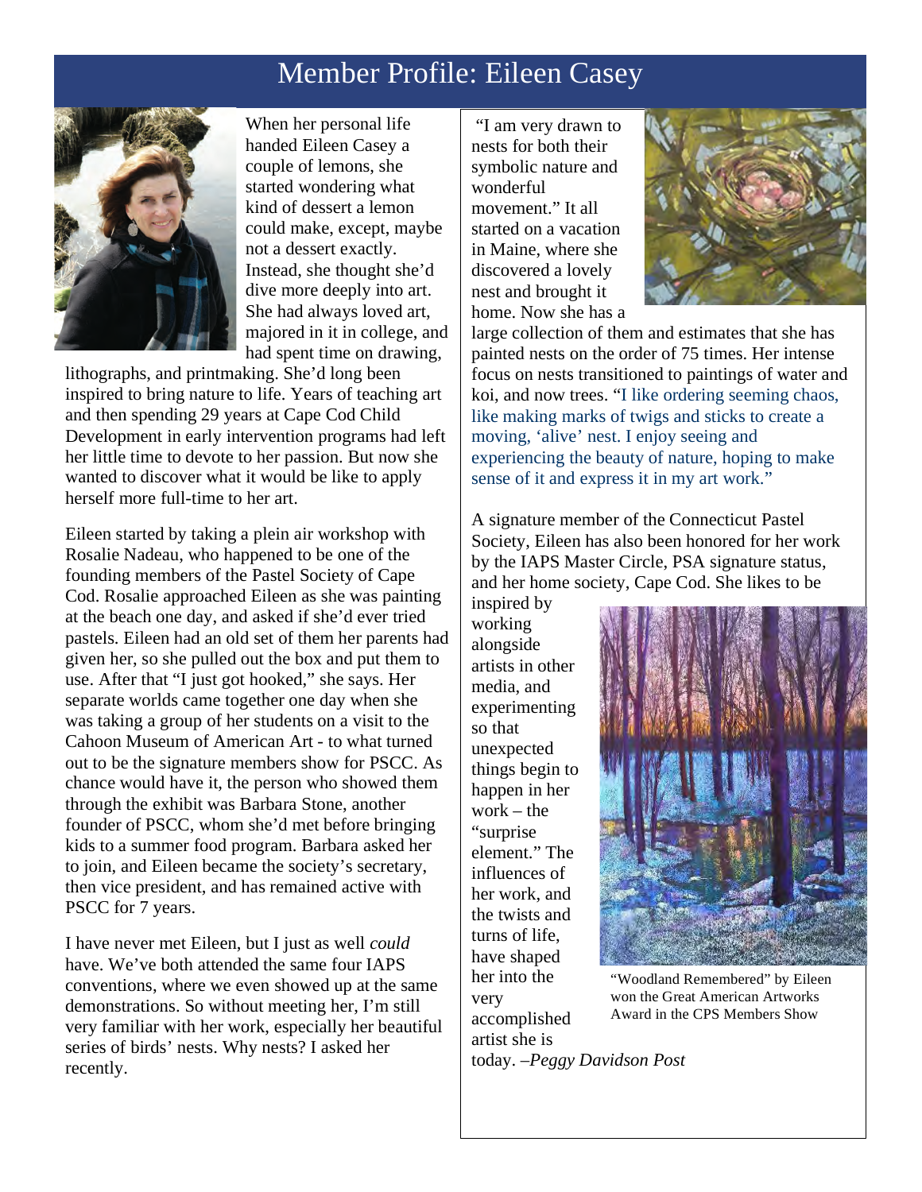# Member Profile: Eileen Casey

When her personal life handed Eileen Casey a couple of lemons, she started wondering what kind of dessert a lemon could make, except, maybe not a dessert exactly. Instead, she thought she'd dive more deeply into art. She had always loved art, majored in it in college, and had spent time on drawing, lithographs, and printmaking. She'd long been inspired to bring nature to life. Years of teaching art and then spending 29 years at Cape Cod Child Development in early intervention programs had left her little time to devote to her passion. But now she wanted to discover what it would be like to apply herself more full-time to her art.

Eileen started by taking a plein air workshop with Rosalie Nadeau, who happened to be one of the founding members of the Pastel Society of Cape Cod. Rosalie approached Eileen as she was painting at the beach one day, and asked if she'd ever tried pastels. Eileen had an old set of them her parents had given her, so she pulled out the box and put them to use. After that "I just got hooked," she says. Her separate worlds came together one day when she was taking a group of her students on a visit to the Cahoon Museum of American Art - to what turned out to be the signature members show for PSCC. As chance would have it, the person who showed them through the exhibit was Barbara Stone, another founder of PSCC, whom she'd met before bringing kids to a summer food program. Barbara asked her to join, and Eileen became the society's secretary, then vice president, and has remained active with PSCC for 7 years.

I have never met Eileen, but I just as well *could* have. We've both attended the same four IAPS conventions, where we even showed up at the same demonstrations. So without meeting her, I'm still very familiar with her work, especially her beautiful series of birds' nests. Why nests? I asked her recently.

"I am very drawn to nests for both their symbolic nature and wonderful movement." It all started on a vacation in Maine, where she discovered a lovely nest and brought it home. Now she has a large collection of them and estimates that she has painted nests on the order of 75 times. Her intense focus on nests transitioned to paintings of water and koi, and now trees. "I like ordering seeming chaos, like making marks of twigs and sticks to create a moving, 'alive' nest. I enjoy seeing and experiencing the beauty of nature, hoping to make sense of it and express it in my art work."

A signature member of the Connecticut Pastel Society, Eileen has also been honored for her work by the IAPS Master Circle, PSA signature status, and her home society, Cape Cod. She likes to be inspired by working alongside artists in other media, and experimenting so that unexpected things begin to happen in her work – the "surprise element." The influences of her work, and the twists and turns of life, have shaped her into the very accomplished artist she is today. *–Peggy Davidson Post*

"Woodland Remembered" by Eileen won the Great American Artworks Award in the CPS Members Show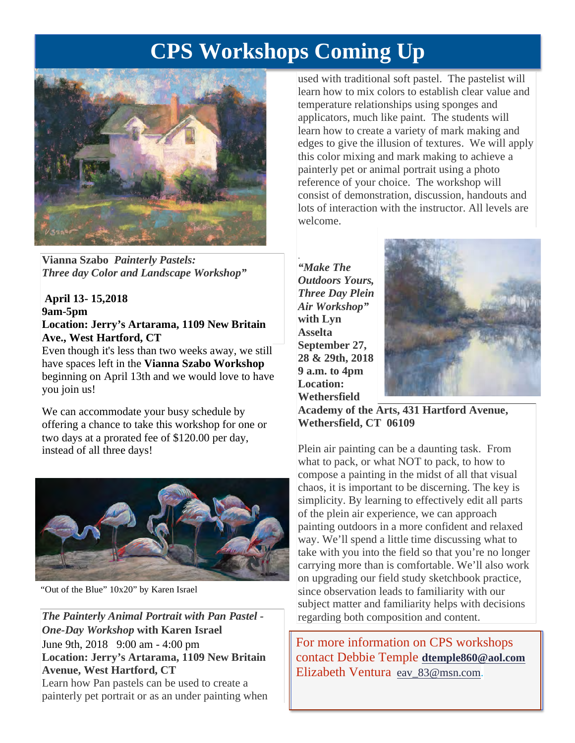# CPS Workshops Coming Up

**Vianna Szabo** ***Painterly Pastels: Three day Color and Landscape Workshop"***

**April 13- 15,2018**
**9am-5pm**
**Location: Jerry's Artarama, 1109 New Britain Ave., West Hartford, CT**

Even though it's less than two weeks away, we still have spaces left in the **Vianna Szabo Workshop** beginning on April 13th and we would love to have you join us!

We can accommodate your busy schedule by offering a chance to take this workshop for one or two days at a prorated fee of $120.00 per day, instead of all three days!

"Out of the Blue" 10x20" by Karen Israel

***The Painterly Animal Portrait with Pan Pastel - One-Day Workshop*** **with Karen Israel**
June 9th, 2018 9:00 am - 4:00 pm
**Location: Jerry's Artarama, 1109 New Britain Avenue, West Hartford, CT**

Learn how Pan pastels can be used to create a painterly pet portrait or as an under painting when used with traditional soft pastel. The pastelist will learn how to mix colors to establish clear value and temperature relationships using sponges and applicators, much like paint. The students will learn how to create a variety of mark making and edges to give the illusion of textures. We will apply this color mixing and mark making to achieve a painterly pet or animal portrait using a photo reference of your choice. The workshop will consist of demonstration, discussion, handouts and lots of interaction with the instructor. All levels are welcome.

***"Make The Outdoors Yours, Three Day Plein Air Workshop"*** **with Lyn Asselta**
**September 27, 28 & 29th, 2018**
**9 a.m. to 4pm**
**Location: Wethersfield Academy of the Arts, 431 Hartford Avenue, Wethersfield, CT 06109**

Plein air painting can be a daunting task. From what to pack, or what NOT to pack, to how to compose a painting in the midst of all that visual chaos, it is important to be discerning. The key is simplicity. By learning to effectively edit all parts of the plein air experience, we can approach painting outdoors in a more confident and relaxed way. We'll spend a little time discussing what to take with you into the field so that you're no longer carrying more than is comfortable. We'll also work on upgrading our field study sketchbook practice, since observation leads to familiarity with our subject matter and familiarity helps with decisions regarding both composition and content.

For more information on CPS workshops contact Debbie Temple **dtemple860@aol.com** Elizabeth Ventura eav_83@msn.com.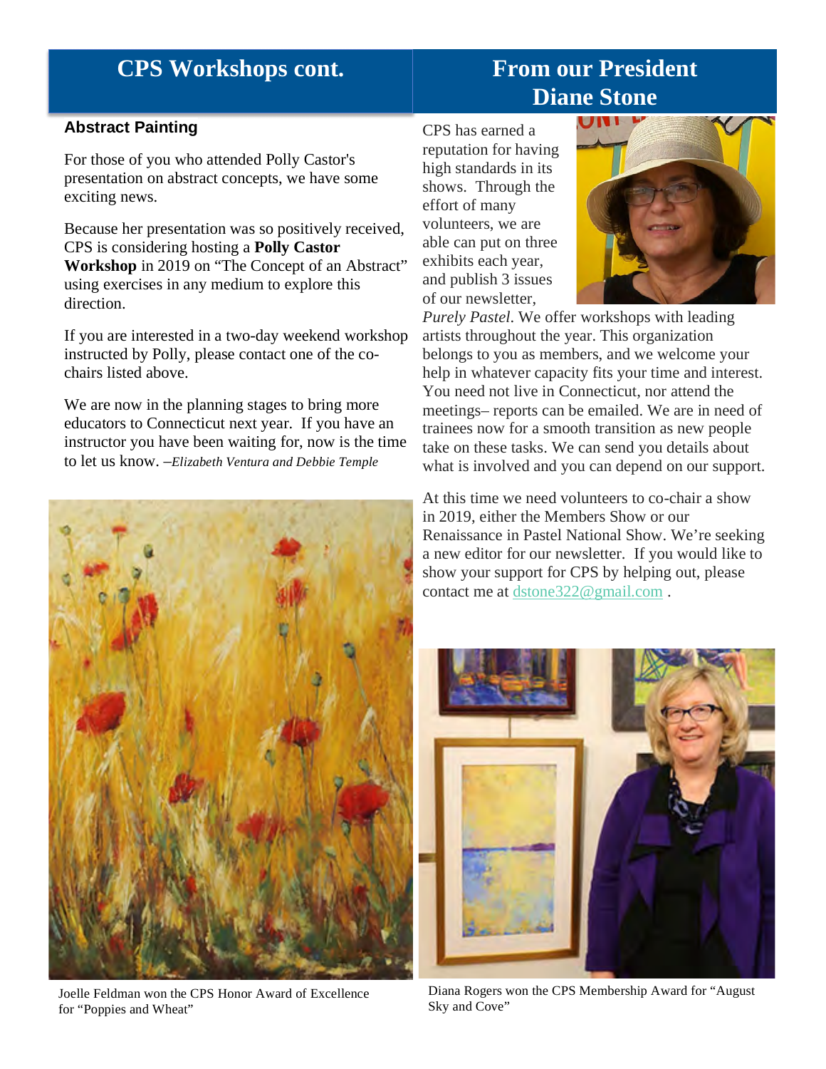## CPS Workshops cont.

### Abstract Painting

For those of you who attended Polly Castor's presentation on abstract concepts, we have some exciting news.

Because her presentation was so positively received, CPS is considering hosting a **Polly Castor Workshop** in 2019 on "The Concept of an Abstract" using exercises in any medium to explore this direction.

If you are interested in a two-day weekend workshop instructed by Polly, please contact one of the co-chairs listed above.

We are now in the planning stages to bring more educators to Connecticut next year. If you have an instructor you have been waiting for, now is the time to let us know. –*Elizabeth Ventura and Debbie Temple*

Joelle Feldman won the CPS Honor Award of Excellence for "Poppies and Wheat"

## From our President Diane Stone

CPS has earned a reputation for having high standards in its shows. Through the effort of many volunteers, we are able can put on three exhibits each year, and publish 3 issues of our newsletter, *Purely Pastel*. We offer workshops with leading artists throughout the year. This organization belongs to you as members, and we welcome your help in whatever capacity fits your time and interest. You need not live in Connecticut, nor attend the meetings– reports can be emailed. We are in need of trainees now for a smooth transition as new people take on these tasks. We can send you details about what is involved and you can depend on our support.

At this time we need volunteers to co-chair a show in 2019, either the Members Show or our Renaissance in Pastel National Show. We're seeking a new editor for our newsletter. If you would like to show your support for CPS by helping out, please contact me at dstone322@gmail.com .

Diana Rogers won the CPS Membership Award for "August Sky and Cove"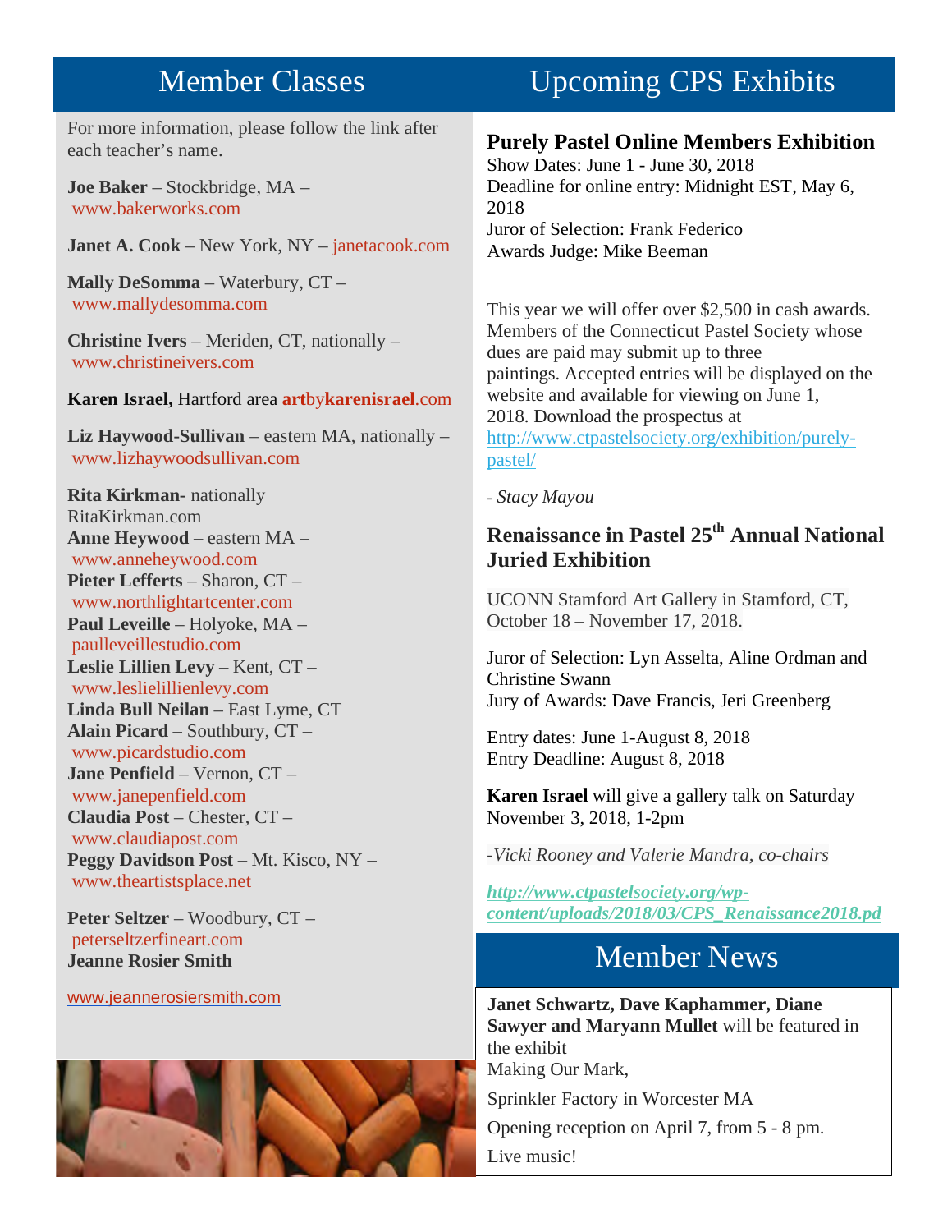# Member Classes

For more information, please follow the link after each teacher's name.

**Joe Baker** – Stockbridge, MA – www.bakerworks.com

**Janet A. Cook** – New York, NY – janetacook.com

**Mally DeSomma** – Waterbury, CT – www.mallydesomma.com

**Christine Ivers** – Meriden, CT, nationally – www.christineivers.com

**Karen Israel,** Hartford area artbykarenisrael.com

**Liz Haywood-Sullivan** – eastern MA, nationally – www.lizhaywoodsullivan.com

**Rita Kirkman**- nationally RitaKirkman.com
**Anne Heywood** – eastern MA – www.anneheywood.com
**Pieter Lefferts** – Sharon, CT – www.northlightartcenter.com
**Paul Leveille** – Holyoke, MA – paulleveillestudio.com
**Leslie Lillien Levy** – Kent, CT – www.leslielillienlevy.com
**Linda Bull Neilan** – East Lyme, CT
**Alain Picard** – Southbury, CT – www.picardstudio.com
**Jane Penfield** – Vernon, CT – www.janepenfield.com
**Claudia Post** – Chester, CT – www.claudiapost.com
**Peggy Davidson Post** – Mt. Kisco, NY – www.theartistsplace.net

**Peter Seltzer** – Woodbury, CT – peterseltzerfineart.com
**Jeanne Rosier Smith**

www.jeannerosiersmith.com

# Upcoming CPS Exhibits

### Purely Pastel Online Members Exhibition

Show Dates: June 1 - June 30, 2018
Deadline for online entry: Midnight EST, May 6, 2018
Juror of Selection: Frank Federico
Awards Judge: Mike Beeman

This year we will offer over $2,500 in cash awards. Members of the Connecticut Pastel Society whose dues are paid may submit up to three paintings. Accepted entries will be displayed on the website and available for viewing on June 1, 2018. Download the prospectus at http://www.ctpastelsociety.org/exhibition/purely-pastel/

*- Stacy Mayou*

### Renaissance in Pastel 25th Annual National Juried Exhibition

UCONN Stamford Art Gallery in Stamford, CT, October 18 – November 17, 2018.

Juror of Selection: Lyn Asselta, Aline Ordman and Christine Swann
Jury of Awards: Dave Francis, Jeri Greenberg

Entry dates: June 1-August 8, 2018
Entry Deadline: August 8, 2018

**Karen Israel** will give a gallery talk on Saturday November 3, 2018, 1-2pm

*-Vicki Rooney and Valerie Mandra, co-chairs*

***http://www.ctpastelsociety.org/wp-content/uploads/2018/03/CPS_Renaissance2018.pd***

# Member News

**Janet Schwartz, Dave Kaphammer, Diane Sawyer and Maryann Mullet** will be featured in the exhibit
Making Our Mark,

Sprinkler Factory in Worcester MA

Opening reception on April 7, from 5 - 8 pm.

Live music!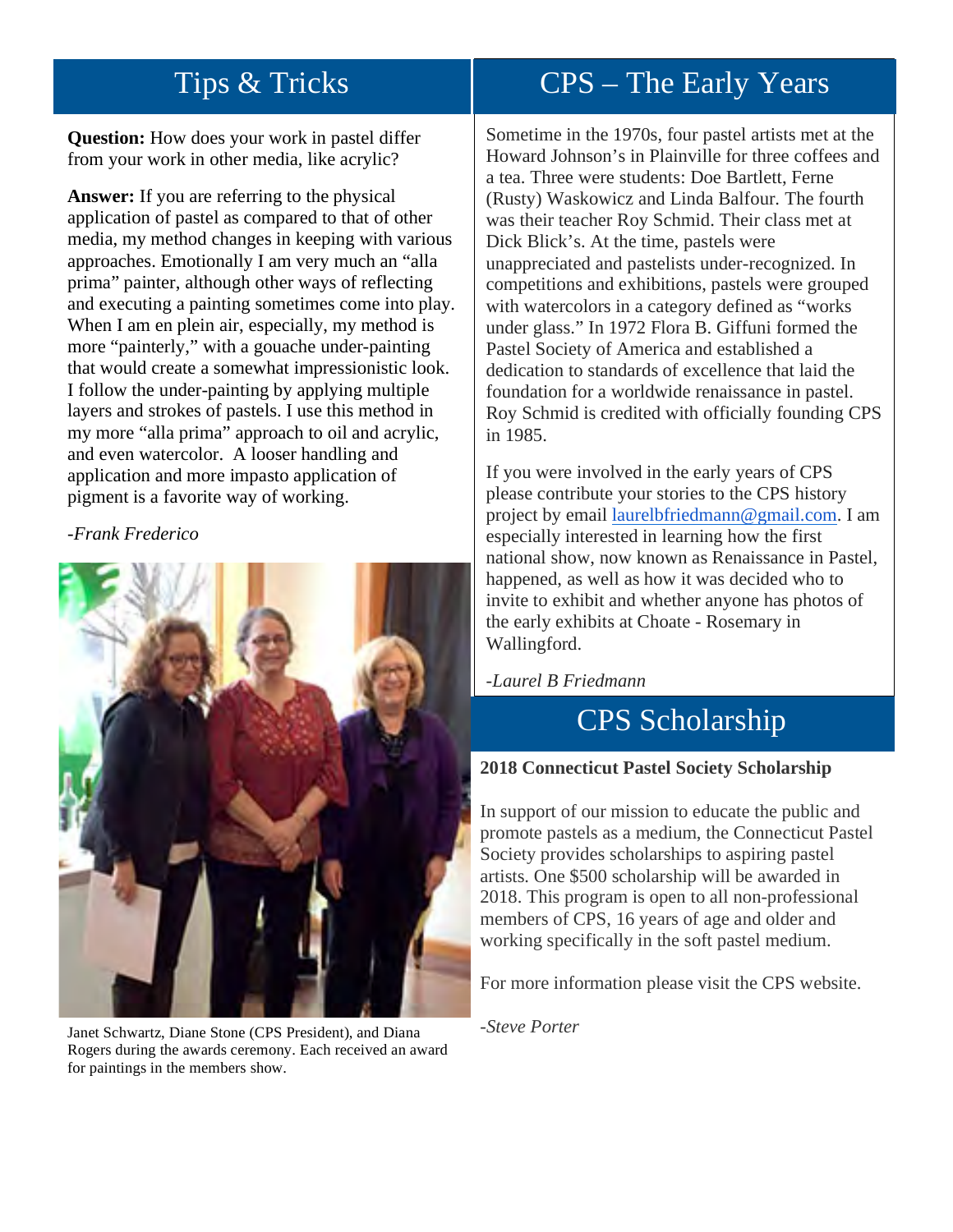## Tips & Tricks

**Question:** How does your work in pastel differ from your work in other media, like acrylic?

**Answer:** If you are referring to the physical application of pastel as compared to that of other media, my method changes in keeping with various approaches. Emotionally I am very much an "alla prima" painter, although other ways of reflecting and executing a painting sometimes come into play. When I am en plein air, especially, my method is more "painterly," with a gouache under-painting that would create a somewhat impressionistic look. I follow the under-painting by applying multiple layers and strokes of pastels. I use this method in my more "alla prima" approach to oil and acrylic, and even watercolor. A looser handling and application and more impasto application of pigment is a favorite way of working.

*-Frank Frederico*

Janet Schwartz, Diane Stone (CPS President), and Diana Rogers during the awards ceremony. Each received an award for paintings in the members show.

## CPS – The Early Years

Sometime in the 1970s, four pastel artists met at the Howard Johnson's in Plainville for three coffees and a tea. Three were students: Doe Bartlett, Ferne (Rusty) Waskowicz and Linda Balfour. The fourth was their teacher Roy Schmid. Their class met at Dick Blick's. At the time, pastels were unappreciated and pastelists under-recognized. In competitions and exhibitions, pastels were grouped with watercolors in a category defined as "works under glass." In 1972 Flora B. Giffuni formed the Pastel Society of America and established a dedication to standards of excellence that laid the foundation for a worldwide renaissance in pastel. Roy Schmid is credited with officially founding CPS in 1985.

If you were involved in the early years of CPS please contribute your stories to the CPS history project by email laurelbfriedmann@gmail.com. I am especially interested in learning how the first national show, now known as Renaissance in Pastel, happened, as well as how it was decided who to invite to exhibit and whether anyone has photos of the early exhibits at Choate - Rosemary in Wallingford.

*-Laurel B Friedmann*

## CPS Scholarship

**2018 Connecticut Pastel Society Scholarship**

In support of our mission to educate the public and promote pastels as a medium, the Connecticut Pastel Society provides scholarships to aspiring pastel artists. One $500 scholarship will be awarded in 2018. This program is open to all non-professional members of CPS, 16 years of age and older and working specifically in the soft pastel medium.

For more information please visit the CPS website.

*-Steve Porter*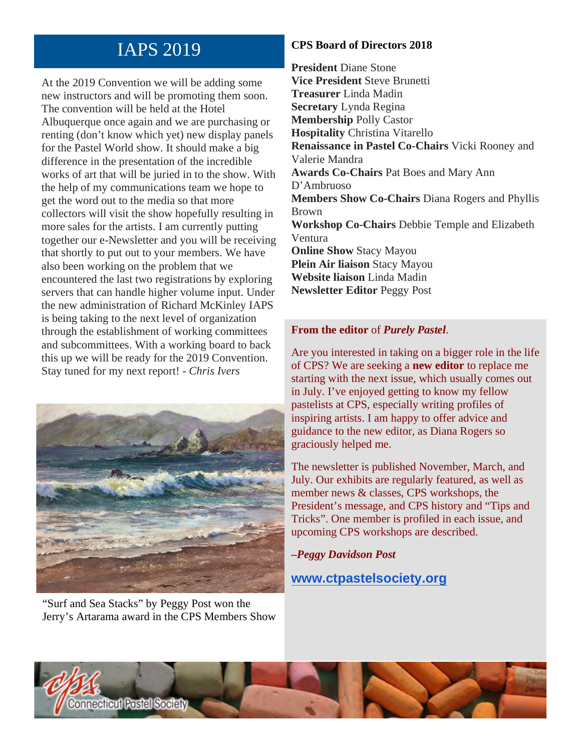## IAPS 2019

At the 2019 Convention we will be adding some new instructors and will be promoting them soon. The convention will be held at the Hotel Albuquerque once again and we are purchasing or renting (don't know which yet) new display panels for the Pastel World show. It should make a big difference in the presentation of the incredible works of art that will be juried in to the show. With the help of my communications team we hope to get the word out to the media so that more collectors will visit the show hopefully resulting in more sales for the artists. I am currently putting together our e-Newsletter and you will be receiving that shortly to put out to your members. We have also been working on the problem that we encountered the last two registrations by exploring servers that can handle higher volume input. Under the new administration of Richard McKinley IAPS is being taking to the next level of organization through the establishment of working committees and subcommittees. With a working board to back this up we will be ready for the 2019 Convention. Stay tuned for my next report! - *Chris Ivers*

"Surf and Sea Stacks" by Peggy Post won the Jerry's Artarama award in the CPS Members Show

### CPS Board of Directors 2018

**President** Diane Stone
**Vice President** Steve Brunetti
**Treasurer** Linda Madin
**Secretary** Lynda Regina
**Membership** Polly Castor
**Hospitality** Christina Vitarello
**Renaissance in Pastel Co-Chairs** Vicki Rooney and Valerie Mandra
**Awards Co-Chairs** Pat Boes and Mary Ann D'Ambruoso
**Members Show Co-Chairs** Diana Rogers and Phyllis Brown
**Workshop Co-Chairs** Debbie Temple and Elizabeth Ventura
**Online Show** Stacy Mayou
**Plein Air liaison** Stacy Mayou
**Website liaison** Linda Madin
**Newsletter Editor** Peggy Post

**From the editor** of ***Purely Pastel***.

Are you interested in taking on a bigger role in the life of CPS? We are seeking a **new editor** to replace me starting with the next issue, which usually comes out in July. I've enjoyed getting to know my fellow pastelists at CPS, especially writing profiles of inspiring artists. I am happy to offer advice and guidance to the new editor, as Diana Rogers so graciously helped me.

The newsletter is published November, March, and July. Our exhibits are regularly featured, as well as member news & classes, CPS workshops, the President's message, and CPS history and "Tips and Tricks". One member is profiled in each issue, and upcoming CPS workshops are described.

***–Peggy Davidson Post***

**www.ctpastelsociety.org**

Connecticut Pastel Society